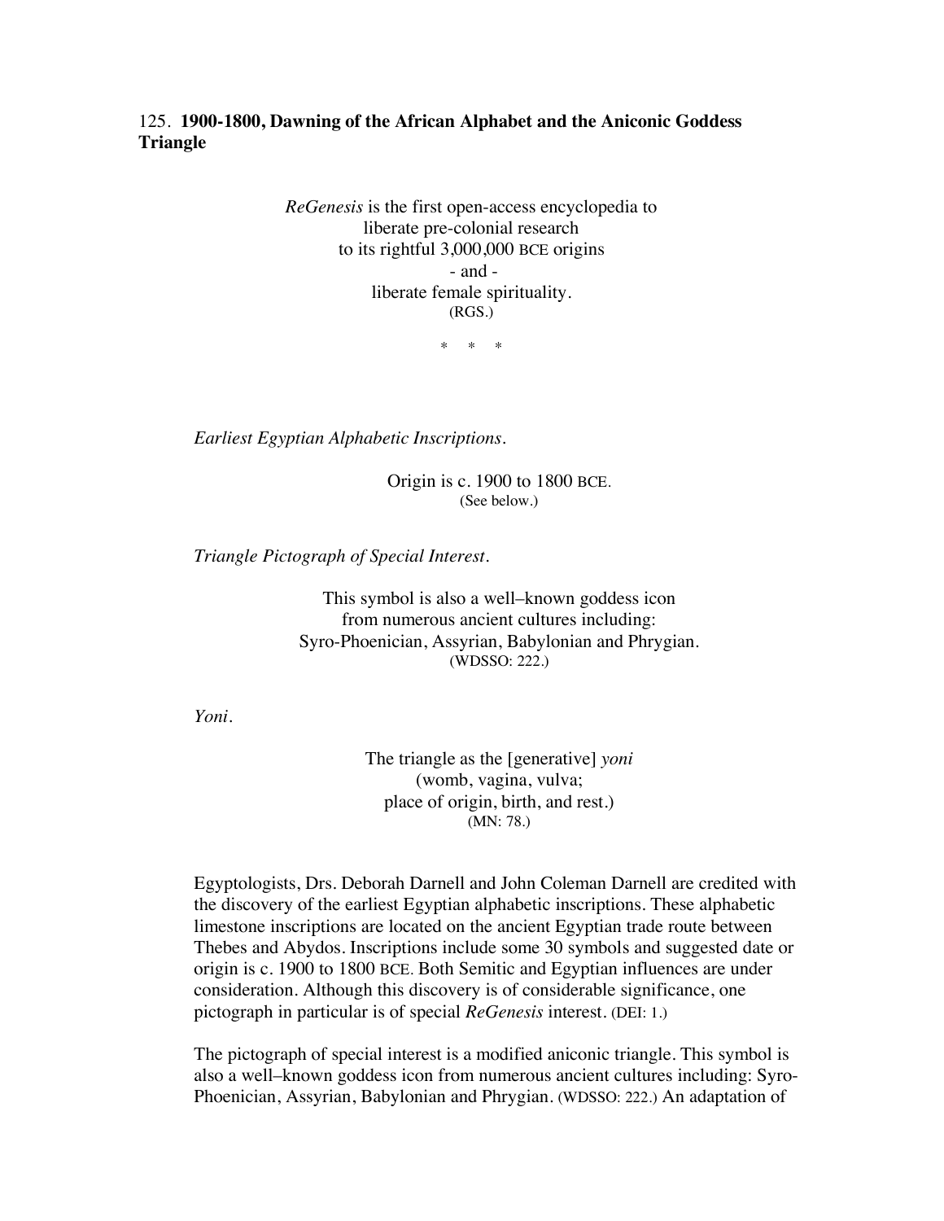## 125. **1900-1800, Dawning of the African Alphabet and the Aniconic Goddess Triangle**

*ReGenesis* is the first open-access encyclopedia to
liberate pre-colonial research
to its rightful 3,000,000 BCE origins
\- and -
liberate female spirituality.
(RGS.)

\*  \*  \*

*Earliest Egyptian Alphabetic Inscriptions.*

Origin is c. 1900 to 1800 BCE.
(See below.)

*Triangle Pictograph of Special Interest.*

This symbol is also a well–known goddess icon
from numerous ancient cultures including:
Syro-Phoenician, Assyrian, Babylonian and Phrygian.
(WDSSO: 222.)

*Yoni.*

The triangle as the [generative] *yoni*
(womb, vagina, vulva;
place of origin, birth, and rest.)
(MN: 78.)

Egyptologists, Drs. Deborah Darnell and John Coleman Darnell are credited with the discovery of the earliest Egyptian alphabetic inscriptions. These alphabetic limestone inscriptions are located on the ancient Egyptian trade route between Thebes and Abydos. Inscriptions include some 30 symbols and suggested date or origin is c. 1900 to 1800 BCE. Both Semitic and Egyptian influences are under consideration. Although this discovery is of considerable significance, one pictograph in particular is of special *ReGenesis* interest. (DEI: 1.)

The pictograph of special interest is a modified aniconic triangle. This symbol is also a well–known goddess icon from numerous ancient cultures including: Syro-Phoenician, Assyrian, Babylonian and Phrygian. (WDSSO: 222.) An adaptation of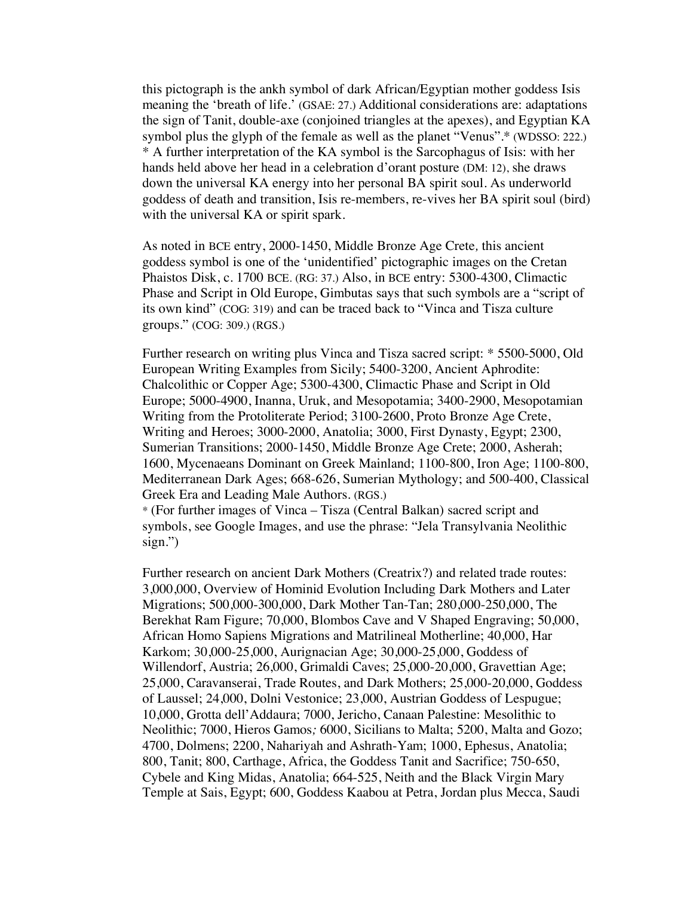this pictograph is the ankh symbol of dark African/Egyptien mother goddess Isis meaning the 'breath of life.' (GSAE: 27.) Additional considerations are: adaptations the sign of Tanit, double-axe (conjoined triangles at the apexes), and Egyptian KA symbol plus the glyph of the female as well as the planet "Venus".* (WDSSO: 222.)
* A further interpretation of the KA symbol is the Sarcophagus of Isis: with her hands held above her head in a celebration d'orant posture (DM: 12), she draws down the universal KA energy into her personal BA spirit soul. As underworld goddess of death and transition, Isis re-members, re-vives her BA spirit soul (bird) with the universal KA or spirit spark.

As noted in BCE entry, 2000-1450, Middle Bronze Age Crete, this ancient goddess symbol is one of the 'unidentified' pictographic images on the Cretan Phaistos Disk, c. 1700 BCE. (RG: 37.) Also, in BCE entry: 5300-4300, Climactic Phase and Script in Old Europe, Gimbutas says that such symbols are a "script of its own kind" (COG: 319) and can be traced back to "Vinca and Tisza culture groups." (COG: 309.) (RGS.)

Further research on writing plus Vinca and Tisza sacred script: * 5500-5000, Old European Writing Examples from Sicily; 5400-3200, Ancient Aphrodite: Chalcolithic or Copper Age; 5300-4300, Climactic Phase and Script in Old Europe; 5000-4900, Inanna, Uruk, and Mesopotamia; 3400-2900, Mesopotamian Writing from the Protoliterate Period; 3100-2600, Proto Bronze Age Crete, Writing and Heroes; 3000-2000, Anatolia; 3000, First Dynasty, Egypt; 2300, Sumerian Transitions; 2000-1450, Middle Bronze Age Crete; 2000, Asherah; 1600, Mycenaeans Dominant on Greek Mainland; 1100-800, Iron Age; 1100-800, Mediterranean Dark Ages; 668-626, Sumerian Mythology; and 500-400, Classical Greek Era and Leading Male Authors. (RGS.)
* (For further images of Vinca – Tisza (Central Balkan) sacred script and symbols, see Google Images, and use the phrase: "Jela Transylvania Neolithic sign.")

Further research on ancient Dark Mothers (Creatrix?) and related trade routes: 3,000,000, Overview of Hominid Evolution Including Dark Mothers and Later Migrations; 500,000-300,000, Dark Mother Tan-Tan; 280,000-250,000, The Berekhat Ram Figure; 70,000, Blombos Cave and V Shaped Engraving; 50,000, African Homo Sapiens Migrations and Matrilineal Motherline; 40,000, Har Karkom; 30,000-25,000, Aurignacian Age; 30,000-25,000, Goddess of Willendorf, Austria; 26,000, Grimaldi Caves; 25,000-20,000, Gravettian Age; 25,000, Caravanserai, Trade Routes, and Dark Mothers; 25,000-20,000, Goddess of Laussel; 24,000, Dolni Vestonice; 23,000, Austrian Goddess of Lespugue; 10,000, Grotta dell'Addaura; 7000, Jericho, Canaan Palestine: Mesolithic to Neolithic; 7000, Hieros Gamos*;* 6000, Sicilians to Malta; 5200, Malta and Gozo; 4700, Dolmens; 2200, Nahariyah and Ashrath-Yam; 1000, Ephesus, Anatolia; 800, Tanit; 800, Carthage, Africa, the Goddess Tanit and Sacrifice; 750-650, Cybele and King Midas, Anatolia; 664-525, Neith and the Black Virgin Mary Temple at Sais, Egypt; 600, Goddess Kaabou at Petra, Jordan plus Mecca, Saudi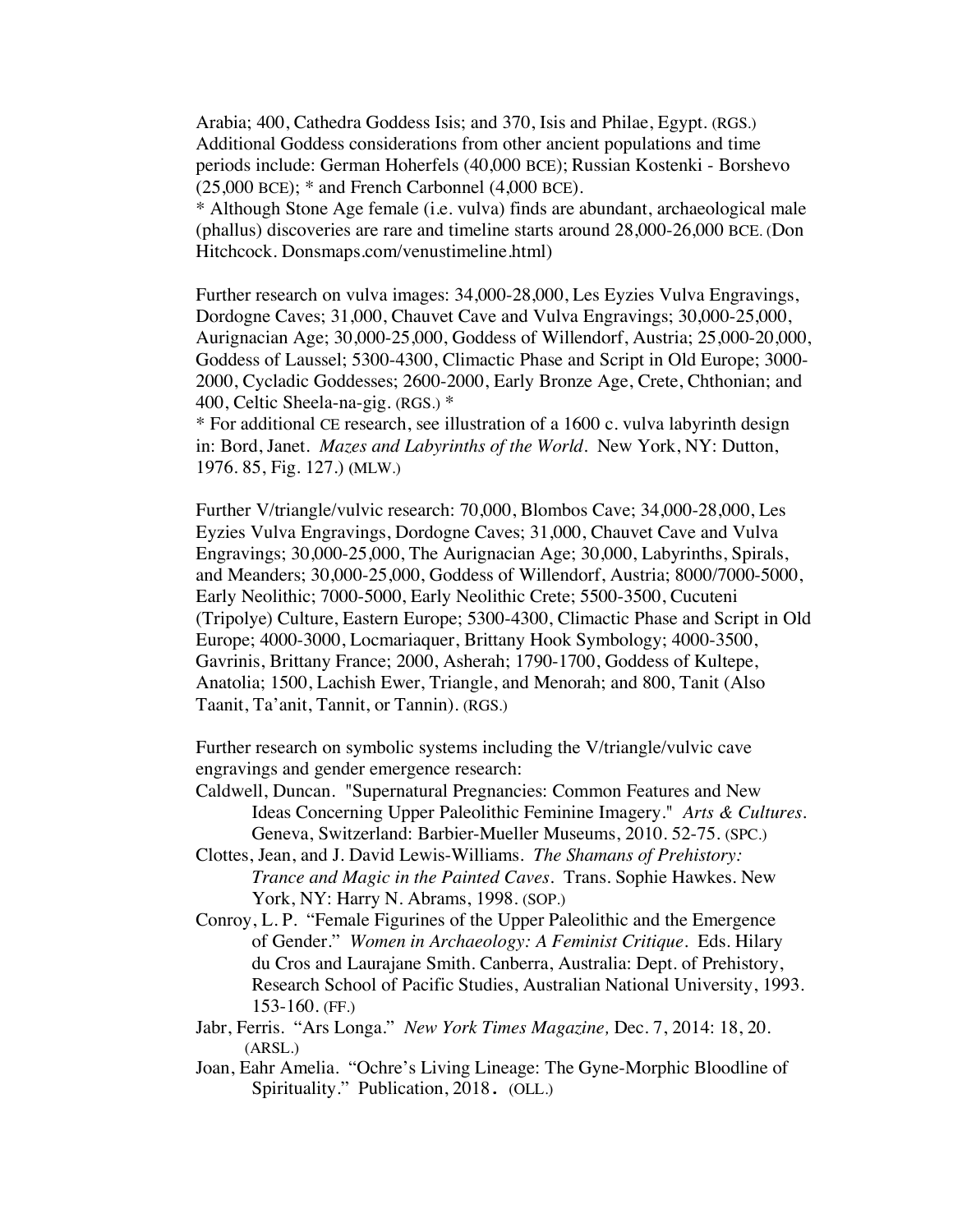Arabia; 400, Cathedra Goddess Isis; and 370, Isis and Philae, Egypt. (RGS.) Additional Goddess considerations from other ancient populations and time periods include: German Hoherfels (40,000 BCE); Russian Kostenki - Borshevo (25,000 BCE); * and French Carbonnel (4,000 BCE).

* Although Stone Age female (i.e. vulva) finds are abundant, archaeological male (phallus) discoveries are rare and timeline starts around 28,000-26,000 BCE. (Don Hitchcock. Donsmaps.com/venustimeline.html)

Further research on vulva images: 34,000-28,000, Les Eyzies Vulva Engravings, Dordogne Caves; 31,000, Chauvet Cave and Vulva Engravings; 30,000-25,000, Aurignacian Age; 30,000-25,000, Goddess of Willendorf, Austria; 25,000-20,000, Goddess of Laussel; 5300-4300, Climactic Phase and Script in Old Europe; 3000-2000, Cycladic Goddesses; 2600-2000, Early Bronze Age, Crete, Chthonian; and 400, Celtic Sheela-na-gig. (RGS.) *

* For additional CE research, see illustration of a 1600 c. vulva labyrinth design in: Bord, Janet. *Mazes and Labyrinths of the World*. New York, NY: Dutton, 1976. 85, Fig. 127.) (MLW.)

Further V/triangle/vulvic research: 70,000, Blombos Cave; 34,000-28,000, Les Eyzies Vulva Engravings, Dordogne Caves; 31,000, Chauvet Cave and Vulva Engravings; 30,000-25,000, The Aurignacian Age; 30,000, Labyrinths, Spirals, and Meanders; 30,000-25,000, Goddess of Willendorf, Austria; 8000/7000-5000, Early Neolithic; 7000-5000, Early Neolithic Crete; 5500-3500, Cucuteni (Tripolye) Culture, Eastern Europe; 5300-4300, Climactic Phase and Script in Old Europe; 4000-3000, Locmariaquer, Brittany Hook Symbology; 4000-3500, Gavrinis, Brittany France; 2000, Asherah; 1790-1700, Goddess of Kultepe, Anatolia; 1500, Lachish Ewer, Triangle, and Menorah; and 800, Tanit (Also Taanit, Ta'anit, Tannit, or Tannin). (RGS.)

Further research on symbolic systems including the V/triangle/vulvic cave engravings and gender emergence research:

Caldwell, Duncan. "Supernatural Pregnancies: Common Features and New Ideas Concerning Upper Paleolithic Feminine Imagery." *Arts & Cultures*. Geneva, Switzerland: Barbier-Mueller Museums, 2010. 52-75. (SPC.)

Clottes, Jean, and J. David Lewis-Williams. *The Shamans of Prehistory: Trance and Magic in the Painted Caves*. Trans. Sophie Hawkes. New York, NY: Harry N. Abrams, 1998. (SOP.)

Conroy, L. P. "Female Figurines of the Upper Paleolithic and the Emergence of Gender." *Women in Archaeology: A Feminist Critique*. Eds. Hilary du Cros and Laurajane Smith. Canberra, Australia: Dept. of Prehistory, Research School of Pacific Studies, Australian National University, 1993. 153-160. (FF.)

Jabr, Ferris. "Ars Longa." *New York Times Magazine,* Dec. 7, 2014: 18, 20. (ARSL.)

Joan, Eahr Amelia. "Ochre's Living Lineage: The Gyne-Morphic Bloodline of Spirituality." Publication, 2018. (OLL.)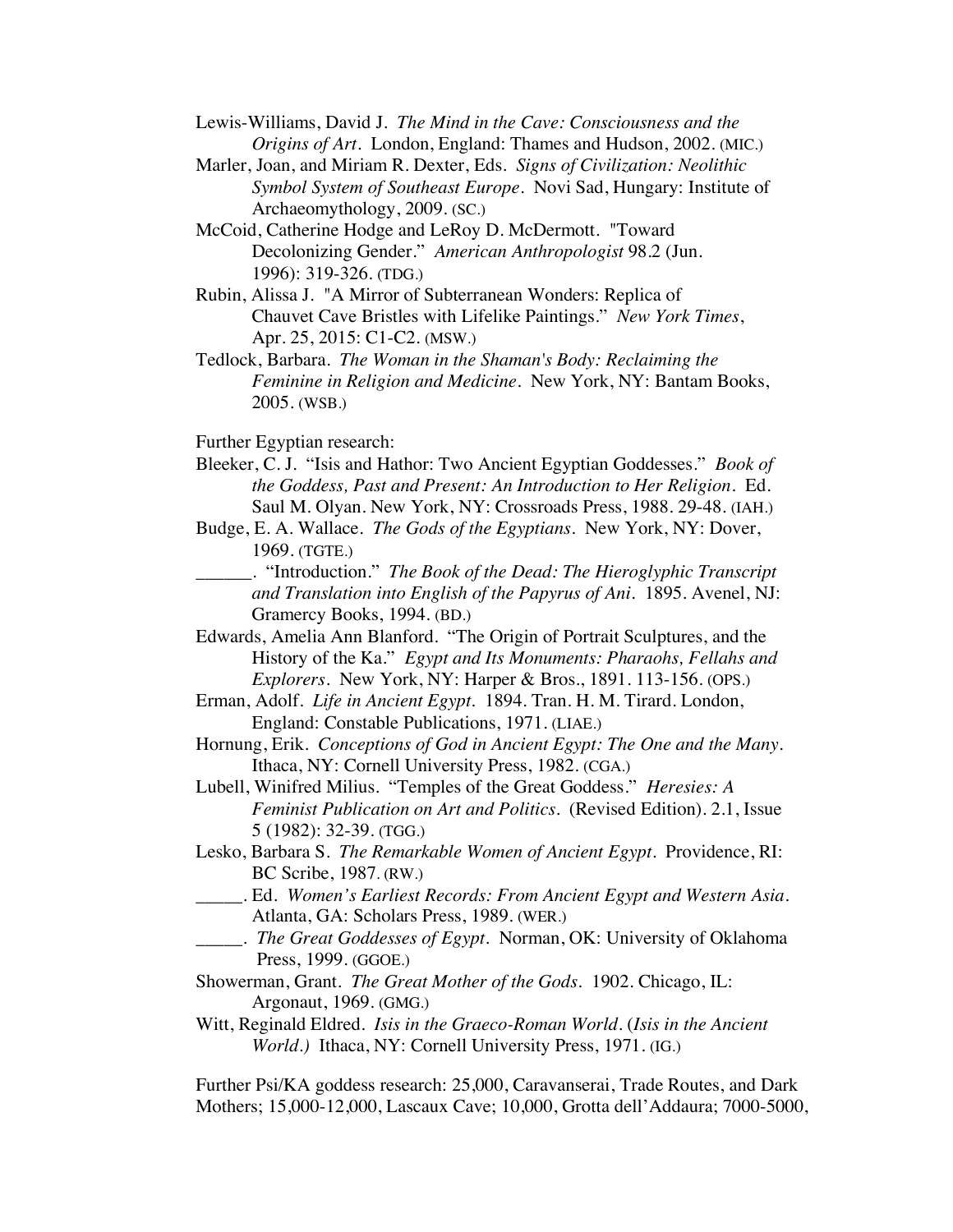Lewis-Williams, David J. *The Mind in the Cave: Consciousness and the Origins of Art*. London, England: Thames and Hudson, 2002. (MIC.)

Marler, Joan, and Miriam R. Dexter, Eds. *Signs of Civilization: Neolithic Symbol System of Southeast Europe*. Novi Sad, Hungary: Institute of Archaeomythology, 2009. (SC.)

McCoid, Catherine Hodge and LeRoy D. McDermott. "Toward Decolonizing Gender." *American Anthropologist* 98.2 (Jun. 1996): 319-326. (TDG.)

Rubin, Alissa J. "A Mirror of Subterranean Wonders: Replica of Chauvet Cave Bristles with Lifelike Paintings." *New York Times*, Apr. 25, 2015: C1-C2. (MSW.)

Tedlock, Barbara. *The Woman in the Shaman's Body: Reclaiming the Feminine in Religion and Medicine*. New York, NY: Bantam Books, 2005. (WSB.)

Further Egyptian research:

Bleeker, C. J. "Isis and Hathor: Two Ancient Egyptian Goddesses." *Book of the Goddess, Past and Present: An Introduction to Her Religion*. Ed. Saul M. Olyan. New York, NY: Crossroads Press, 1988. 29-48. (IAH.)

Budge, E. A. Wallace. *The Gods of the Egyptians*. New York, NY: Dover, 1969. (TGTE.)

\_\_\_\_\_\_. "Introduction." *The Book of the Dead: The Hieroglyphic Transcript and Translation into English of the Papyrus of Ani*. 1895. Avenel, NJ: Gramercy Books, 1994. (BD.)

Edwards, Amelia Ann Blanford. "The Origin of Portrait Sculptures, and the History of the Ka." *Egypt and Its Monuments: Pharaohs, Fellahs and Explorers*. New York, NY: Harper & Bros., 1891. 113-156. (OPS.)

Erman, Adolf. *Life in Ancient Egypt*. 1894. Tran. H. M. Tirard. London, England: Constable Publications, 1971. (LIAE.)

Hornung, Erik. *Conceptions of God in Ancient Egypt: The One and the Many*. Ithaca, NY: Cornell University Press, 1982. (CGA.)

Lubell, Winifred Milius. "Temples of the Great Goddess." *Heresies: A Feminist Publication on Art and Politics*. (Revised Edition). 2.1, Issue 5 (1982): 32-39. (TGG.)

Lesko, Barbara S. *The Remarkable Women of Ancient Egypt*. Providence, RI: BC Scribe, 1987. (RW.)

\_\_\_\_\_. Ed. *Women's Earliest Records: From Ancient Egypt and Western Asia*. Atlanta, GA: Scholars Press, 1989. (WER.)

\_\_\_\_\_. *The Great Goddesses of Egypt*. Norman, OK: University of Oklahoma Press, 1999. (GGOE.)

Showerman, Grant. *The Great Mother of the Gods*. 1902. Chicago, IL: Argonaut, 1969. (GMG.)

Witt, Reginald Eldred. *Isis in the Graeco-Roman World*. (*Isis in the Ancient World.)* Ithaca, NY: Cornell University Press, 1971. (IG.)

Further Psi/KA goddess research: 25,000, Caravanserai, Trade Routes, and Dark Mothers; 15,000-12,000, Lascaux Cave; 10,000, Grotta dell'Addaura; 7000-5000,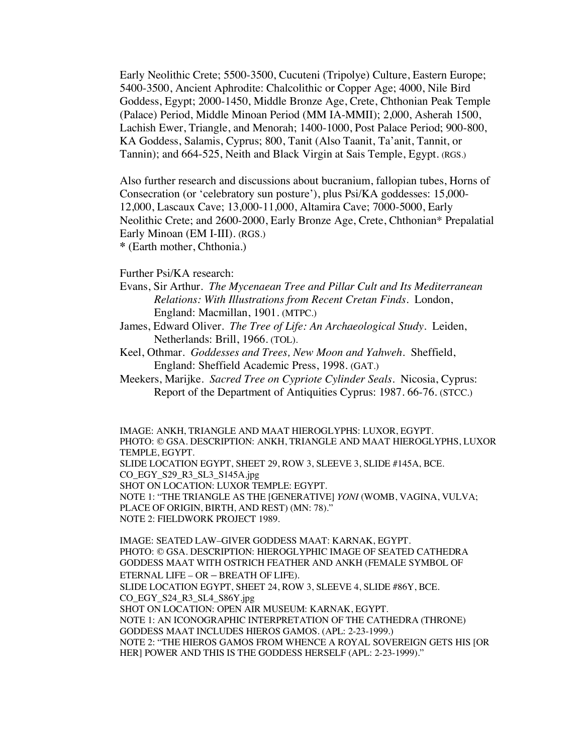Early Neolithic Crete; 5500-3500, Cucuteni (Tripolye) Culture, Eastern Europe; 5400-3500, Ancient Aphrodite: Chalcolithic or Copper Age; 4000, Nile Bird Goddess, Egypt; 2000-1450, Middle Bronze Age, Crete, Chthonian Peak Temple (Palace) Period, Middle Minoan Period (MM IA-MMII); 2,000, Asherah 1500, Lachish Ewer, Triangle, and Menorah; 1400-1000, Post Palace Period; 900-800, KA Goddess, Salamis, Cyprus; 800, Tanit (Also Taanit, Ta'anit, Tannit, or Tannin); and 664-525, Neith and Black Virgin at Sais Temple, Egypt. (RGS.)

Also further research and discussions about bucranium, fallopian tubes, Horns of Consecration (or 'celebratory sun posture'), plus Psi/KA goddesses: 15,000-12,000, Lascaux Cave; 13,000-11,000, Altamira Cave; 7000-5000, Early Neolithic Crete; and 2600-2000, Early Bronze Age, Crete, Chthonian* Prepalatial Early Minoan (EM I-III). (RGS.)
* (Earth mother, Chthonia.)

Further Psi/KA research:

Evans, Sir Arthur. *The Mycenaean Tree and Pillar Cult and Its Mediterranean Relations: With Illustrations from Recent Cretan Finds*. London, England: Macmillan, 1901. (MTPC.)

James, Edward Oliver. *The Tree of Life: An Archaeological Study*. Leiden, Netherlands: Brill, 1966. (TOL).

Keel, Othmar. *Goddesses and Trees, New Moon and Yahweh*. Sheffield, England: Sheffield Academic Press, 1998. (GAT.)

Meekers, Marijke. *Sacred Tree on Cypriote Cylinder Seals*. Nicosia, Cyprus: Report of the Department of Antiquities Cyprus: 1987. 66-76. (STCC.)

IMAGE: ANKH, TRIANGLE AND MAAT HIEROGLYPHS: LUXOR, EGYPT.
PHOTO: © GSA. DESCRIPTION: ANKH, TRIANGLE AND MAAT HIEROGLYPHS, LUXOR TEMPLE, EGYPT.
SLIDE LOCATION EGYPT, SHEET 29, ROW 3, SLEEVE 3, SLIDE #145A, BCE.
CO_EGY_S29_R3_SL3_S145A.jpg
SHOT ON LOCATION: LUXOR TEMPLE: EGYPT.
NOTE 1: "THE TRIANGLE AS THE [GENERATIVE] *YONI* (WOMB, VAGINA, VULVA; PLACE OF ORIGIN, BIRTH, AND REST) (MN: 78)."
NOTE 2: FIELDWORK PROJECT 1989.

IMAGE: SEATED LAW–GIVER GODDESS MAAT: KARNAK, EGYPT.
PHOTO: © GSA. DESCRIPTION: HIEROGLYPHIC IMAGE OF SEATED CATHEDRA GODDESS MAAT WITH OSTRICH FEATHER AND ANKH (FEMALE SYMBOL OF ETERNAL LIFE – OR – BREATH OF LIFE).
SLIDE LOCATION EGYPT, SHEET 24, ROW 3, SLEEVE 4, SLIDE #86Y, BCE.
CO_EGY_S24_R3_SL4_S86Y.jpg
SHOT ON LOCATION: OPEN AIR MUSEUM: KARNAK, EGYPT.
NOTE 1: AN ICONOGRAPHIC INTERPRETATION OF THE CATHEDRA (THRONE) GODDESS MAAT INCLUDES HIEROS GAMOS. (APL: 2-23-1999.)
NOTE 2: "THE HIEROS GAMOS FROM WHENCE A ROYAL SOVEREIGN GETS HIS [OR HER] POWER AND THIS IS THE GODDESS HERSELF (APL: 2-23-1999)."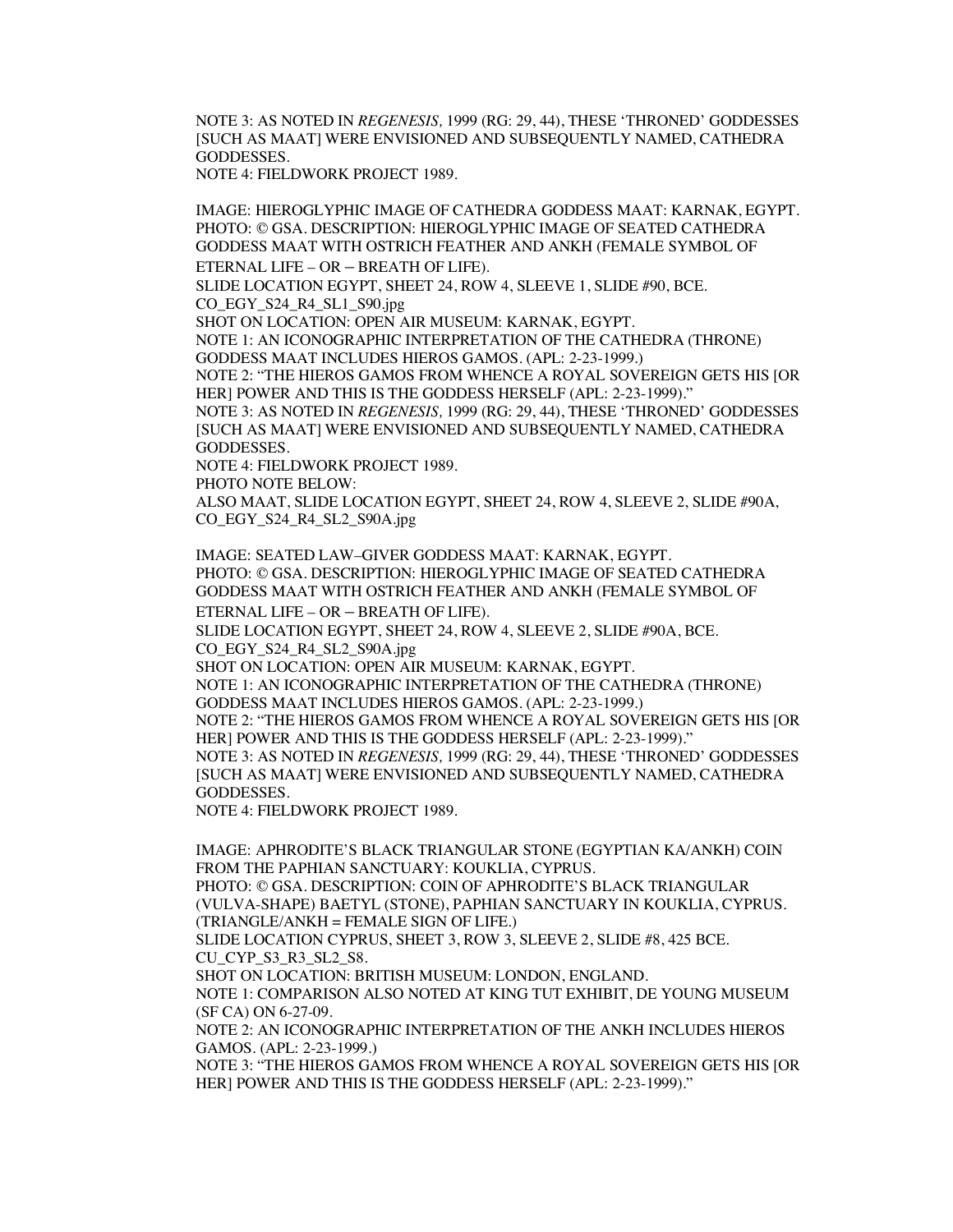NOTE 3: AS NOTED IN *REGENESIS,* 1999 (RG: 29, 44), THESE 'THRONED' GODDESSES [SUCH AS MAAT] WERE ENVISIONED AND SUBSEQUENTLY NAMED, CATHEDRA GODDESSES.
NOTE 4: FIELDWORK PROJECT 1989.

IMAGE: HIEROGLYPHIC IMAGE OF CATHEDRA GODDESS MAAT: KARNAK, EGYPT.
PHOTO: © GSA. DESCRIPTION: HIEROGLYPHIC IMAGE OF SEATED CATHEDRA GODDESS MAAT WITH OSTRICH FEATHER AND ANKH (FEMALE SYMBOL OF ETERNAL LIFE – OR – BREATH OF LIFE).
SLIDE LOCATION EGYPT, SHEET 24, ROW 4, SLEEVE 1, SLIDE #90, BCE.
CO_EGY_S24_R4_SL1_S90.jpg
SHOT ON LOCATION: OPEN AIR MUSEUM: KARNAK, EGYPT.
NOTE 1: AN ICONOGRAPHIC INTERPRETATION OF THE CATHEDRA (THRONE) GODDESS MAAT INCLUDES HIEROS GAMOS. (APL: 2-23-1999.)
NOTE 2: "THE HIEROS GAMOS FROM WHENCE A ROYAL SOVEREIGN GETS HIS [OR HER] POWER AND THIS IS THE GODDESS HERSELF (APL: 2-23-1999)."
NOTE 3: AS NOTED IN *REGENESIS,* 1999 (RG: 29, 44), THESE 'THRONED' GODDESSES [SUCH AS MAAT] WERE ENVISIONED AND SUBSEQUENTLY NAMED, CATHEDRA GODDESSES.
NOTE 4: FIELDWORK PROJECT 1989.
PHOTO NOTE BELOW:
ALSO MAAT, SLIDE LOCATION EGYPT, SHEET 24, ROW 4, SLEEVE 2, SLIDE #90A, CO_EGY_S24_R4_SL2_S90A.jpg

IMAGE: SEATED LAW–GIVER GODDESS MAAT: KARNAK, EGYPT.
PHOTO: © GSA. DESCRIPTION: HIEROGLYPHIC IMAGE OF SEATED CATHEDRA GODDESS MAAT WITH OSTRICH FEATHER AND ANKH (FEMALE SYMBOL OF ETERNAL LIFE – OR – BREATH OF LIFE).
SLIDE LOCATION EGYPT, SHEET 24, ROW 4, SLEEVE 2, SLIDE #90A, BCE.
CO_EGY_S24_R4_SL2_S90A.jpg
SHOT ON LOCATION: OPEN AIR MUSEUM: KARNAK, EGYPT.
NOTE 1: AN ICONOGRAPHIC INTERPRETATION OF THE CATHEDRA (THRONE) GODDESS MAAT INCLUDES HIEROS GAMOS. (APL: 2-23-1999.)
NOTE 2: "THE HIEROS GAMOS FROM WHENCE A ROYAL SOVEREIGN GETS HIS [OR HER] POWER AND THIS IS THE GODDESS HERSELF (APL: 2-23-1999)."
NOTE 3: AS NOTED IN *REGENESIS,* 1999 (RG: 29, 44), THESE 'THRONED' GODDESSES [SUCH AS MAAT] WERE ENVISIONED AND SUBSEQUENTLY NAMED, CATHEDRA GODDESSES.
NOTE 4: FIELDWORK PROJECT 1989.

IMAGE: APHRODITE'S BLACK TRIANGULAR STONE (EGYPTIAN KA/ANKH) COIN FROM THE PAPHIAN SANCTUARY: KOUKLIA, CYPRUS.
PHOTO: © GSA. DESCRIPTION: COIN OF APHRODITE'S BLACK TRIANGULAR (VULVA-SHAPE) BAETYL (STONE), PAPHIAN SANCTUARY IN KOUKLIA, CYPRUS. (TRIANGLE/ANKH = FEMALE SIGN OF LIFE.)
SLIDE LOCATION CYPRUS, SHEET 3, ROW 3, SLEEVE 2, SLIDE #8, 425 BCE.
CU_CYP_S3_R3_SL2_S8.
SHOT ON LOCATION: BRITISH MUSEUM: LONDON, ENGLAND.
NOTE 1: COMPARISON ALSO NOTED AT KING TUT EXHIBIT, DE YOUNG MUSEUM (SF CA) ON 6-27-09.
NOTE 2: AN ICONOGRAPHIC INTERPRETATION OF THE ANKH INCLUDES HIEROS GAMOS. (APL: 2-23-1999.)
NOTE 3: "THE HIEROS GAMOS FROM WHENCE A ROYAL SOVEREIGN GETS HIS [OR HER] POWER AND THIS IS THE GODDESS HERSELF (APL: 2-23-1999)."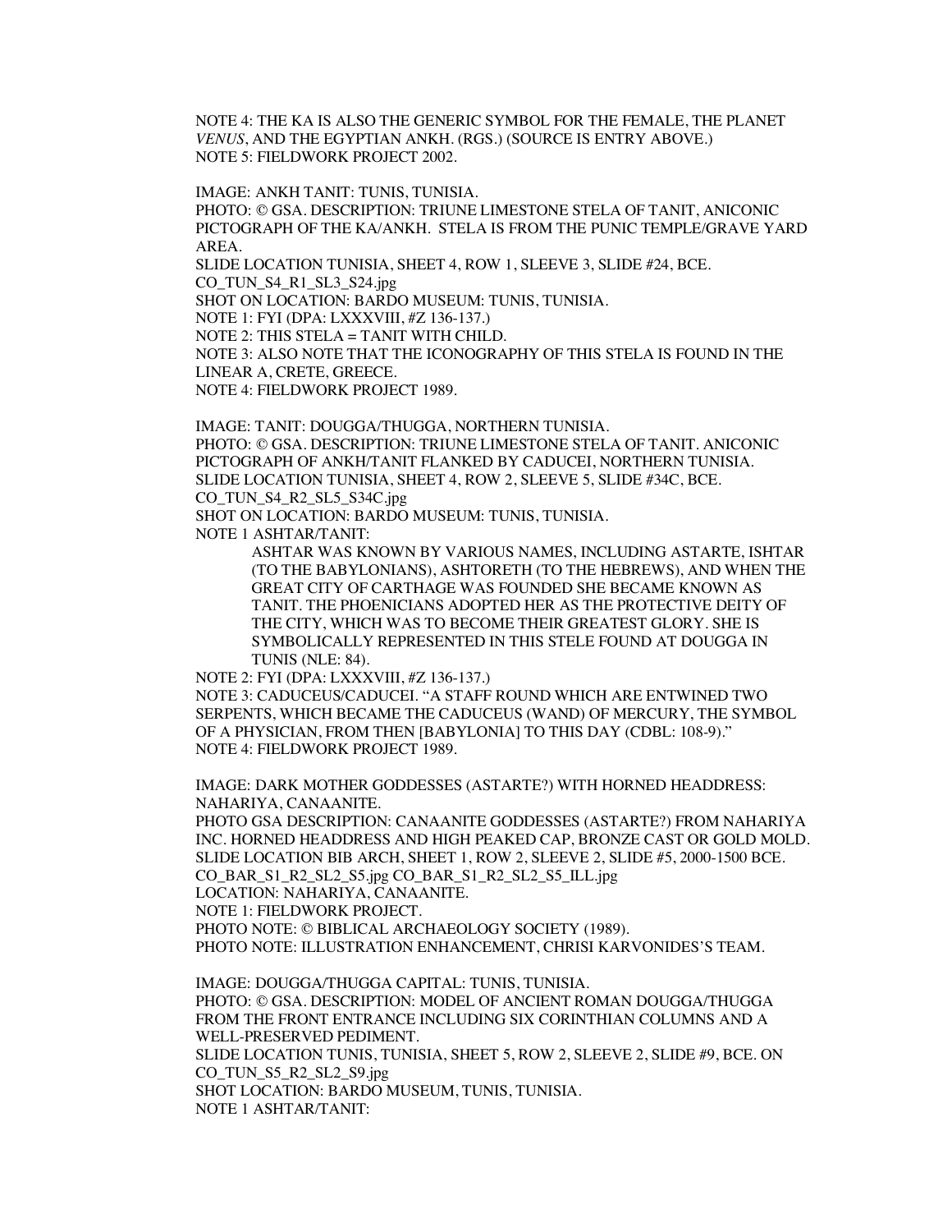NOTE 4: THE KA IS ALSO THE GENERIC SYMBOL FOR THE FEMALE, THE PLANET *VENUS*, AND THE EGYPTIAN ANKH. (RGS.) (SOURCE IS ENTRY ABOVE.)
NOTE 5: FIELDWORK PROJECT 2002.

IMAGE: ANKH TANIT: TUNIS, TUNISIA.
PHOTO: © GSA. DESCRIPTION: TRIUNE LIMESTONE STELA OF TANIT, ANICONIC PICTOGRAPH OF THE KA/ANKH. STELA IS FROM THE PUNIC TEMPLE/GRAVE YARD AREA.
SLIDE LOCATION TUNISIA, SHEET 4, ROW 1, SLEEVE 3, SLIDE #24, BCE.
CO_TUN_S4_R1_SL3_S24.jpg
SHOT ON LOCATION: BARDO MUSEUM: TUNIS, TUNISIA.
NOTE 1: FYI (DPA: LXXXVIII, #Z 136-137.)
NOTE 2: THIS STELA = TANIT WITH CHILD.
NOTE 3: ALSO NOTE THAT THE ICONOGRAPHY OF THIS STELA IS FOUND IN THE LINEAR A, CRETE, GREECE.
NOTE 4: FIELDWORK PROJECT 1989.

IMAGE: TANIT: DOUGGA/THUGGA, NORTHERN TUNISIA.
PHOTO: © GSA. DESCRIPTION: TRIUNE LIMESTONE STELA OF TANIT. ANICONIC PICTOGRAPH OF ANKH/TANIT FLANKED BY CADUCEI, NORTHERN TUNISIA.
SLIDE LOCATION TUNISIA, SHEET 4, ROW 2, SLEEVE 5, SLIDE #34C, BCE.
CO_TUN_S4_R2_SL5_S34C.jpg
SHOT ON LOCATION: BARDO MUSEUM: TUNIS, TUNISIA.
NOTE 1 ASHTAR/TANIT:

> ASHTAR WAS KNOWN BY VARIOUS NAMES, INCLUDING ASTARTE, ISHTAR (TO THE BABYLONIANS), ASHTORETH (TO THE HEBREWS), AND WHEN THE GREAT CITY OF CARTHAGE WAS FOUNDED SHE BECAME KNOWN AS TANIT. THE PHOENICIANS ADOPTED HER AS THE PROTECTIVE DEITY OF THE CITY, WHICH WAS TO BECOME THEIR GREATEST GLORY. SHE IS SYMBOLICALLY REPRESENTED IN THIS STELE FOUND AT DOUGGA IN TUNIS (NLE: 84).

NOTE 2: FYI (DPA: LXXXVIII, #Z 136-137.)
NOTE 3: CADUCEUS/CADUCEI. "A STAFF ROUND WHICH ARE ENTWINED TWO SERPENTS, WHICH BECAME THE CADUCEUS (WAND) OF MERCURY, THE SYMBOL OF A PHYSICIAN, FROM THEN [BABYLONIA] TO THIS DAY (CDBL: 108-9)."
NOTE 4: FIELDWORK PROJECT 1989.

IMAGE: DARK MOTHER GODDESSES (ASTARTE?) WITH HORNED HEADDRESS: NAHARIYA, CANAANITE.
PHOTO GSA DESCRIPTION: CANAANITE GODDESSES (ASTARTE?) FROM NAHARIYA INC. HORNED HEADDRESS AND HIGH PEAKED CAP, BRONZE CAST OR GOLD MOLD.
SLIDE LOCATION BIB ARCH, SHEET 1, ROW 2, SLEEVE 2, SLIDE #5, 2000-1500 BCE.
CO_BAR_S1_R2_SL2_S5.jpg CO_BAR_S1_R2_SL2_S5_ILL.jpg
LOCATION: NAHARIYA, CANAANITE.
NOTE 1: FIELDWORK PROJECT.
PHOTO NOTE: © BIBLICAL ARCHAEOLOGY SOCIETY (1989).
PHOTO NOTE: ILLUSTRATION ENHANCEMENT, CHRISI KARVONIDES'S TEAM.

IMAGE: DOUGGA/THUGGA CAPITAL: TUNIS, TUNISIA.
PHOTO: © GSA. DESCRIPTION: MODEL OF ANCIENT ROMAN DOUGGA/THUGGA FROM THE FRONT ENTRANCE INCLUDING SIX CORINTHIAN COLUMNS AND A WELL-PRESERVED PEDIMENT.
SLIDE LOCATION TUNIS, TUNISIA, SHEET 5, ROW 2, SLEEVE 2, SLIDE #9, BCE. ON
CO_TUN_S5_R2_SL2_S9.jpg
SHOT LOCATION: BARDO MUSEUM, TUNIS, TUNISIA.
NOTE 1 ASHTAR/TANIT: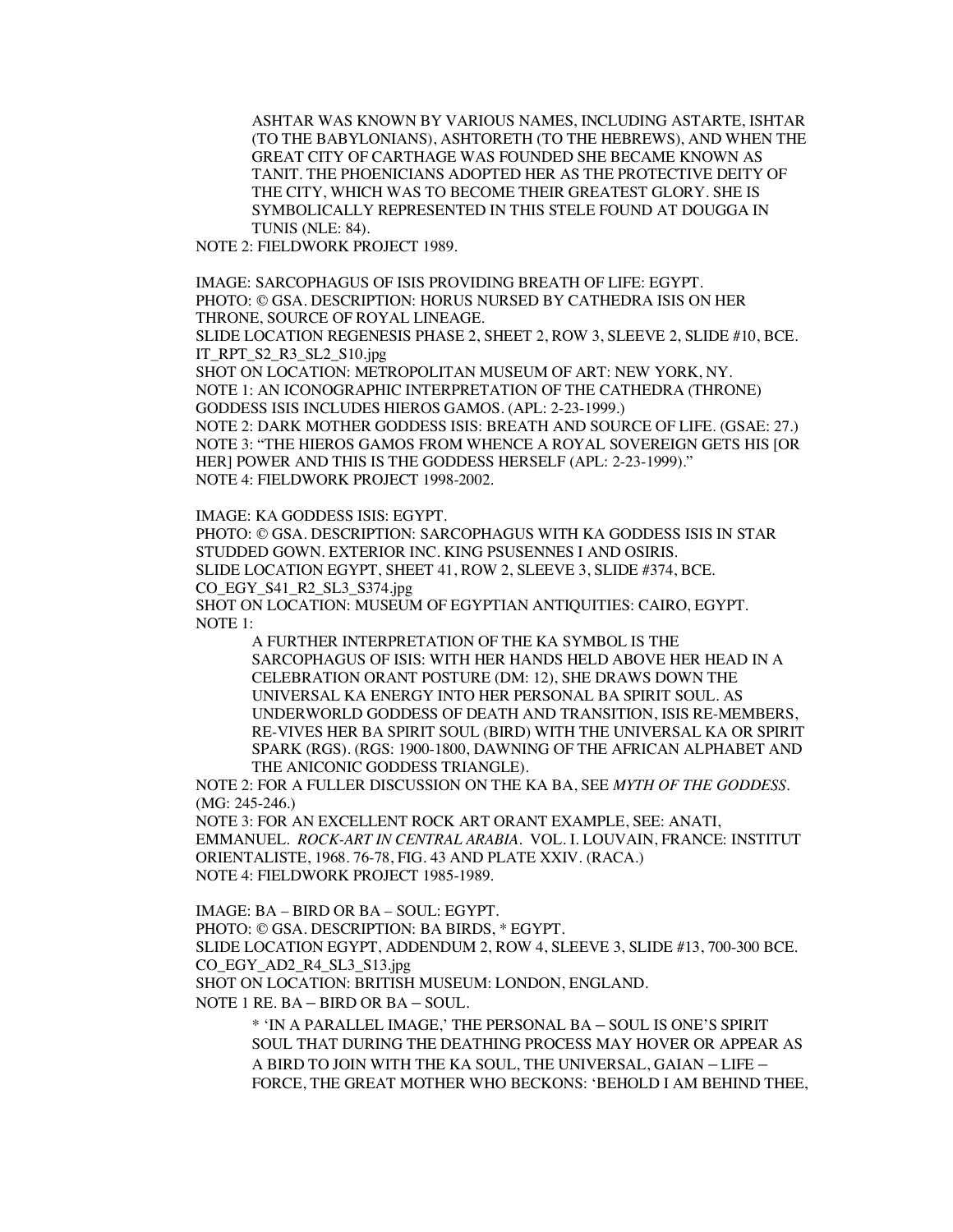ASHTAR WAS KNOWN BY VARIOUS NAMES, INCLUDING ASTARTE, ISHTAR (TO THE BABYLONIANS), ASHTORETH (TO THE HEBREWS), AND WHEN THE GREAT CITY OF CARTHAGE WAS FOUNDED SHE BECAME KNOWN AS TANIT. THE PHOENICIANS ADOPTED HER AS THE PROTECTIVE DEITY OF THE CITY, WHICH WAS TO BECOME THEIR GREATEST GLORY. SHE IS SYMBOLICALLY REPRESENTED IN THIS STELE FOUND AT DOUGGA IN TUNIS (NLE: 84).

NOTE 2: FIELDWORK PROJECT 1989.

IMAGE: SARCOPHAGUS OF ISIS PROVIDING BREATH OF LIFE: EGYPT.
PHOTO: © GSA. DESCRIPTION: HORUS NURSED BY CATHEDRA ISIS ON HER THRONE, SOURCE OF ROYAL LINEAGE.
SLIDE LOCATION REGENESIS PHASE 2, SHEET 2, ROW 3, SLEEVE 2, SLIDE #10, BCE.
IT_RPT_S2_R3_SL2_S10.jpg
SHOT ON LOCATION: METROPOLITAN MUSEUM OF ART: NEW YORK, NY.
NOTE 1: AN ICONOGRAPHIC INTERPRETATION OF THE CATHEDRA (THRONE) GODDESS ISIS INCLUDES HIEROS GAMOS. (APL: 2-23-1999.)
NOTE 2: DARK MOTHER GODDESS ISIS: BREATH AND SOURCE OF LIFE. (GSAE: 27.)
NOTE 3: "THE HIEROS GAMOS FROM WHENCE A ROYAL SOVEREIGN GETS HIS [OR HER] POWER AND THIS IS THE GODDESS HERSELF (APL: 2-23-1999)."
NOTE 4: FIELDWORK PROJECT 1998-2002.

IMAGE: KA GODDESS ISIS: EGYPT.
PHOTO: © GSA. DESCRIPTION: SARCOPHAGUS WITH KA GODDESS ISIS IN STAR STUDDED GOWN. EXTERIOR INC. KING PSUSENNES I AND OSIRIS.
SLIDE LOCATION EGYPT, SHEET 41, ROW 2, SLEEVE 3, SLIDE #374, BCE.
CO_EGY_S41_R2_SL3_S374.jpg
SHOT ON LOCATION: MUSEUM OF EGYPTIAN ANTIQUITIES: CAIRO, EGYPT.
NOTE 1:

> A FURTHER INTERPRETATION OF THE KA SYMBOL IS THE SARCOPHAGUS OF ISIS: WITH HER HANDS HELD ABOVE HER HEAD IN A CELEBRATION ORANT POSTURE (DM: 12), SHE DRAWS DOWN THE UNIVERSAL KA ENERGY INTO HER PERSONAL BA SPIRIT SOUL. AS UNDERWORLD GODDESS OF DEATH AND TRANSITION, ISIS RE-MEMBERS, RE-VIVES HER BA SPIRIT SOUL (BIRD) WITH THE UNIVERSAL KA OR SPIRIT SPARK (RGS). (RGS: 1900-1800, DAWNING OF THE AFRICAN ALPHABET AND THE ANICONIC GODDESS TRIANGLE).

NOTE 2: FOR A FULLER DISCUSSION ON THE KA BA, SEE *MYTH OF THE GODDESS*. (MG: 245-246.)
NOTE 3: FOR AN EXCELLENT ROCK ART ORANT EXAMPLE, SEE: ANATI, EMMANUEL. *ROCK-ART IN CENTRAL ARABIA*. VOL. I. LOUVAIN, FRANCE: INSTITUT ORIENTALISTE, 1968. 76-78, FIG. 43 AND PLATE XXIV. (RACA.)
NOTE 4: FIELDWORK PROJECT 1985-1989.

IMAGE: BA – BIRD OR BA – SOUL: EGYPT.
PHOTO: © GSA. DESCRIPTION: BA BIRDS, * EGYPT.
SLIDE LOCATION EGYPT, ADDENDUM 2, ROW 4, SLEEVE 3, SLIDE #13, 700-300 BCE.
CO_EGY_AD2_R4_SL3_S13.jpg
SHOT ON LOCATION: BRITISH MUSEUM: LONDON, ENGLAND.
NOTE 1 RE. BA – BIRD OR BA – SOUL.

> * 'IN A PARALLEL IMAGE,' THE PERSONAL BA – SOUL IS ONE'S SPIRIT SOUL THAT DURING THE DEATHING PROCESS MAY HOVER OR APPEAR AS A BIRD TO JOIN WITH THE KA SOUL, THE UNIVERSAL, GAIAN – LIFE – FORCE, THE GREAT MOTHER WHO BECKONS: 'BEHOLD I AM BEHIND THEE,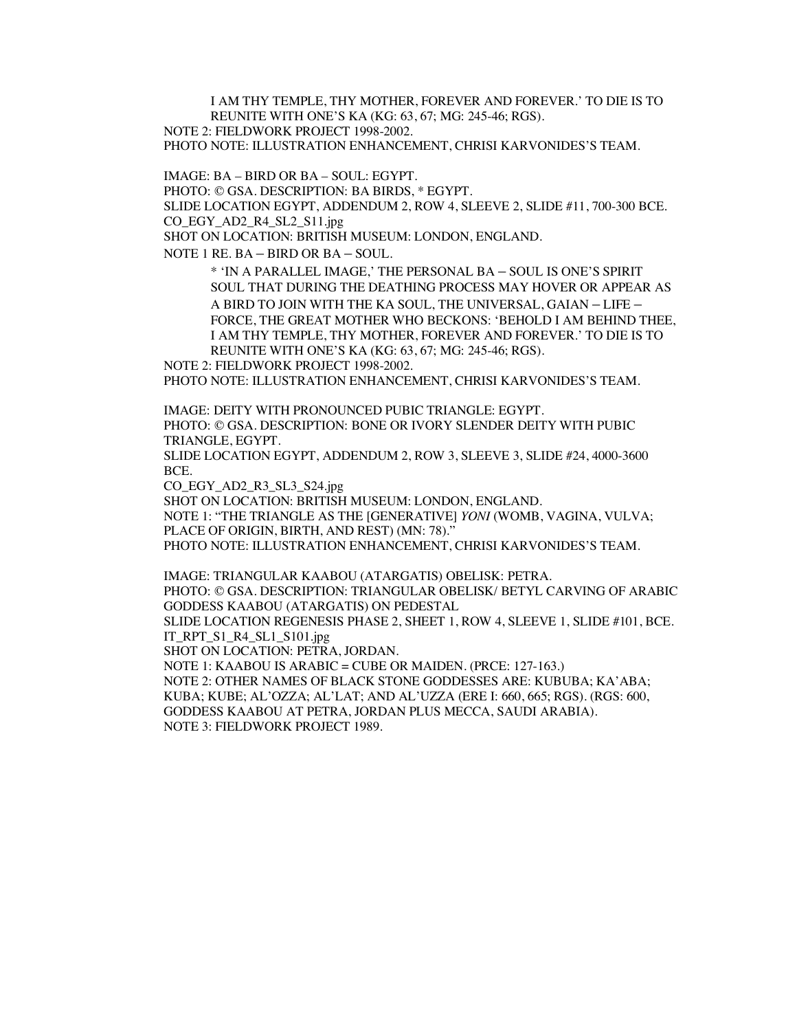I AM THY TEMPLE, THY MOTHER, FOREVER AND FOREVER.' TO DIE IS TO REUNITE WITH ONE'S KA (KG: 63, 67; MG: 245-46; RGS).

NOTE 2: FIELDWORK PROJECT 1998-2002.

PHOTO NOTE: ILLUSTRATION ENHANCEMENT, CHRISI KARVONIDES'S TEAM.

IMAGE: BA – BIRD OR BA – SOUL: EGYPT.

PHOTO: © GSA. DESCRIPTION: BA BIRDS, * EGYPT.

SLIDE LOCATION EGYPT, ADDENDUM 2, ROW 4, SLEEVE 2, SLIDE #11, 700-300 BCE.

CO_EGY_AD2_R4_SL2_S11.jpg

SHOT ON LOCATION: BRITISH MUSEUM: LONDON, ENGLAND.

NOTE 1 RE. BA – BIRD OR BA – SOUL.

> * 'IN A PARALLEL IMAGE,' THE PERSONAL BA – SOUL IS ONE'S SPIRIT SOUL THAT DURING THE DEATHING PROCESS MAY HOVER OR APPEAR AS A BIRD TO JOIN WITH THE KA SOUL, THE UNIVERSAL, GAIAN – LIFE – FORCE, THE GREAT MOTHER WHO BECKONS: 'BEHOLD I AM BEHIND THEE, I AM THY TEMPLE, THY MOTHER, FOREVER AND FOREVER.' TO DIE IS TO REUNITE WITH ONE'S KA (KG: 63, 67; MG: 245-46; RGS).

NOTE 2: FIELDWORK PROJECT 1998-2002.

PHOTO NOTE: ILLUSTRATION ENHANCEMENT, CHRISI KARVONIDES'S TEAM.

IMAGE: DEITY WITH PRONOUNCED PUBIC TRIANGLE: EGYPT.

PHOTO: © GSA. DESCRIPTION: BONE OR IVORY SLENDER DEITY WITH PUBIC TRIANGLE, EGYPT.

SLIDE LOCATION EGYPT, ADDENDUM 2, ROW 3, SLEEVE 3, SLIDE #24, 4000-3600 BCE.

CO_EGY_AD2_R3_SL3_S24.jpg

SHOT ON LOCATION: BRITISH MUSEUM: LONDON, ENGLAND.

NOTE 1: "THE TRIANGLE AS THE [GENERATIVE] *YONI* (WOMB, VAGINA, VULVA; PLACE OF ORIGIN, BIRTH, AND REST) (MN: 78)."

PHOTO NOTE: ILLUSTRATION ENHANCEMENT, CHRISI KARVONIDES'S TEAM.

IMAGE: TRIANGULAR KAABOU (ATARGATIS) OBELISK: PETRA.

PHOTO: © GSA. DESCRIPTION: TRIANGULAR OBELISK/ BETYL CARVING OF ARABIC GODDESS KAABOU (ATARGATIS) ON PEDESTAL

SLIDE LOCATION REGENESIS PHASE 2, SHEET 1, ROW 4, SLEEVE 1, SLIDE #101, BCE.

IT_RPT_S1_R4_SL1_S101.jpg

SHOT ON LOCATION: PETRA, JORDAN.

NOTE 1: KAABOU IS ARABIC = CUBE OR MAIDEN. (PRCE: 127-163.)

NOTE 2: OTHER NAMES OF BLACK STONE GODDESSES ARE: KUBUBA; KA'ABA; KUBA; KUBE; AL'OZZA; AL'LAT; AND AL'UZZA (ERE I: 660, 665; RGS). (RGS: 600, GODDESS KAABOU AT PETRA, JORDAN PLUS MECCA, SAUDI ARABIA).

NOTE 3: FIELDWORK PROJECT 1989.